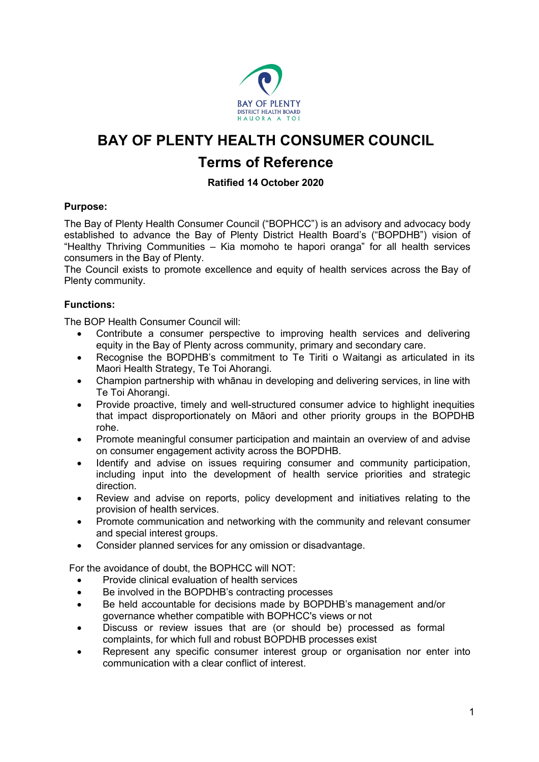BAY OF PLENTY
DISTRICT HEALTH BOARD
HAUORA A TOI

# BAY OF PLENTY HEALTH CONSUMER COUNCIL

## Terms of Reference

**Ratified 14 October 2020**

**Purpose:**

The Bay of Plenty Health Consumer Council ("BOPHCC") is an advisory and advocacy body established to advance the Bay of Plenty District Health Board's ("BOPDHB") vision of "Healthy Thriving Communities – Kia momoho te hapori oranga" for all health services consumers in the Bay of Plenty.

The Council exists to promote excellence and equity of health services across the Bay of Plenty community.

**Functions:**

The BOP Health Consumer Council will:

- Contribute a consumer perspective to improving health services and delivering equity in the Bay of Plenty across community, primary and secondary care.
- Recognise the BOPDHB's commitment to Te Tiriti o Waitangi as articulated in its Maori Health Strategy, Te Toi Ahorangi.
- Champion partnership with whānau in developing and delivering services, in line with Te Toi Ahorangi.
- Provide proactive, timely and well-structured consumer advice to highlight inequities that impact disproportionately on Māori and other priority groups in the BOPDHB rohe.
- Promote meaningful consumer participation and maintain an overview of and advise on consumer engagement activity across the BOPDHB.
- Identify and advise on issues requiring consumer and community participation, including input into the development of health service priorities and strategic direction.
- Review and advise on reports, policy development and initiatives relating to the provision of health services.
- Promote communication and networking with the community and relevant consumer and special interest groups.
- Consider planned services for any omission or disadvantage.

For the avoidance of doubt, the BOPHCC will NOT:

- Provide clinical evaluation of health services
- Be involved in the BOPDHB's contracting processes
- Be held accountable for decisions made by BOPDHB's management and/or governance whether compatible with BOPHCC's views or not
- Discuss or review issues that are (or should be) processed as formal complaints, for which full and robust BOPDHB processes exist
- Represent any specific consumer interest group or organisation nor enter into communication with a clear conflict of interest.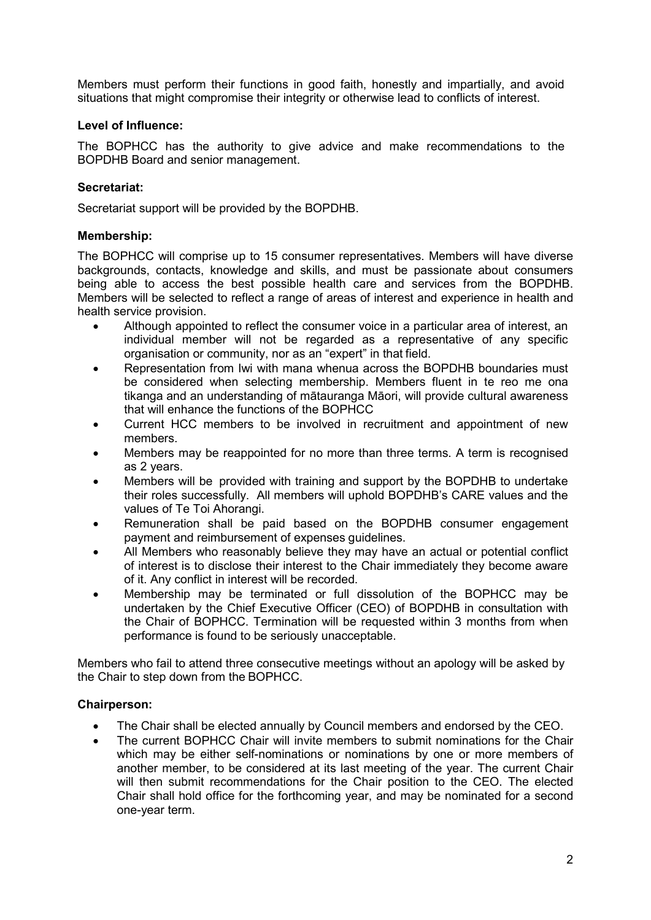Members must perform their functions in good faith, honestly and impartially, and avoid situations that might compromise their integrity or otherwise lead to conflicts of interest.

**Level of Influence:**

The BOPHCC has the authority to give advice and make recommendations to the BOPDHB Board and senior management.

**Secretariat:**

Secretariat support will be provided by the BOPDHB.

**Membership:**

The BOPHCC will comprise up to 15 consumer representatives. Members will have diverse backgrounds, contacts, knowledge and skills, and must be passionate about consumers being able to access the best possible health care and services from the BOPDHB. Members will be selected to reflect a range of areas of interest and experience in health and health service provision.

- Although appointed to reflect the consumer voice in a particular area of interest, an individual member will not be regarded as a representative of any specific organisation or community, nor as an "expert" in that field.
- Representation from Iwi with mana whenua across the BOPDHB boundaries must be considered when selecting membership. Members fluent in te reo me ona tikanga and an understanding of mātauranga Māori, will provide cultural awareness that will enhance the functions of the BOPHCC
- Current HCC members to be involved in recruitment and appointment of new members.
- Members may be reappointed for no more than three terms. A term is recognised as 2 years.
- Members will be provided with training and support by the BOPDHB to undertake their roles successfully. All members will uphold BOPDHB's CARE values and the values of Te Toi Ahorangi.
- Remuneration shall be paid based on the BOPDHB consumer engagement payment and reimbursement of expenses guidelines.
- All Members who reasonably believe they may have an actual or potential conflict of interest is to disclose their interest to the Chair immediately they become aware of it. Any conflict in interest will be recorded.
- Membership may be terminated or full dissolution of the BOPHCC may be undertaken by the Chief Executive Officer (CEO) of BOPDHB in consultation with the Chair of BOPHCC. Termination will be requested within 3 months from when performance is found to be seriously unacceptable.

Members who fail to attend three consecutive meetings without an apology will be asked by the Chair to step down from the BOPHCC.

**Chairperson:**

- The Chair shall be elected annually by Council members and endorsed by the CEO.
- The current BOPHCC Chair will invite members to submit nominations for the Chair which may be either self-nominations or nominations by one or more members of another member, to be considered at its last meeting of the year. The current Chair will then submit recommendations for the Chair position to the CEO. The elected Chair shall hold office for the forthcoming year, and may be nominated for a second one-year term.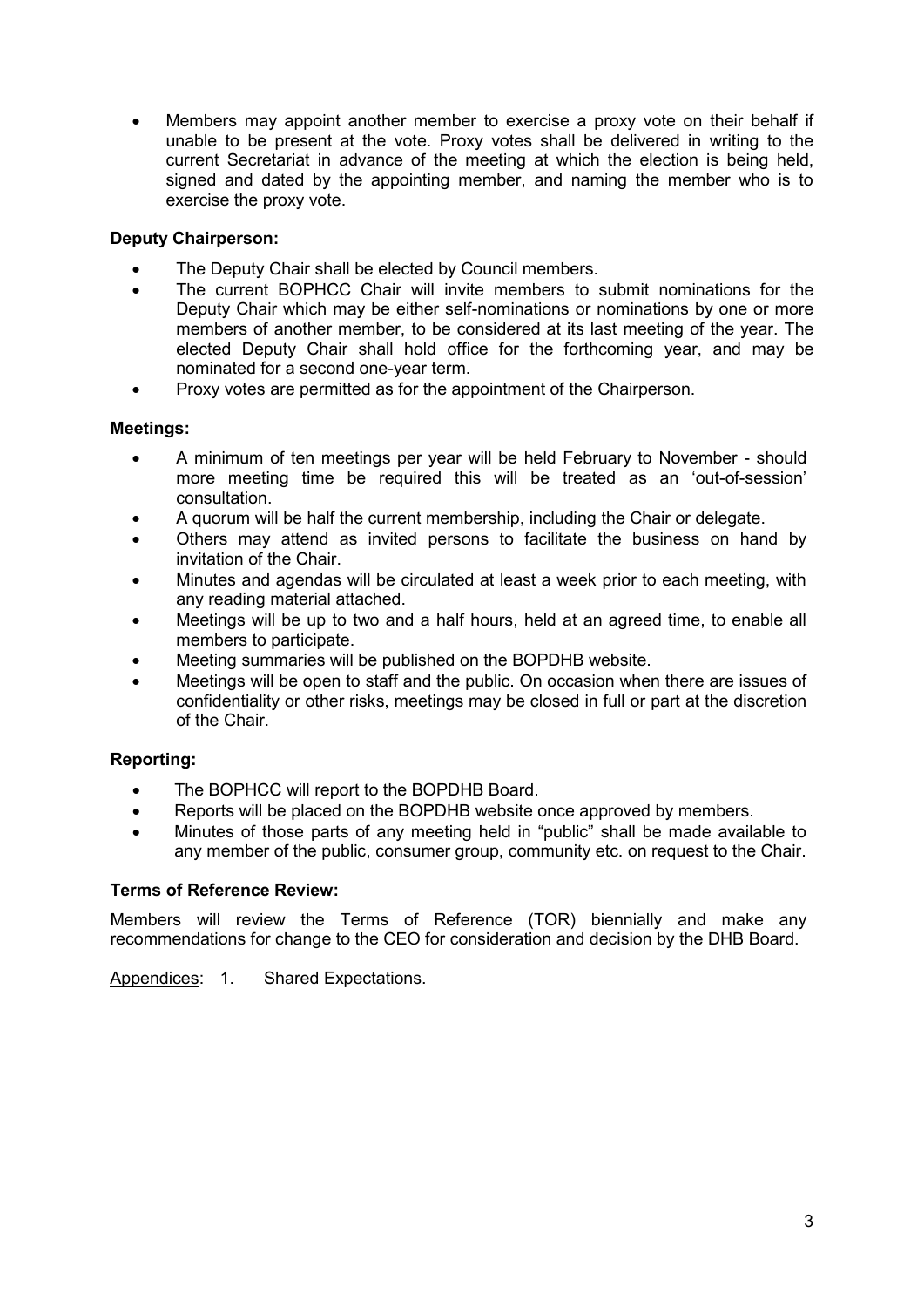- Members may appoint another member to exercise a proxy vote on their behalf if unable to be present at the vote. Proxy votes shall be delivered in writing to the current Secretariat in advance of the meeting at which the election is being held, signed and dated by the appointing member, and naming the member who is to exercise the proxy vote.

**Deputy Chairperson:**

- The Deputy Chair shall be elected by Council members.
- The current BOPHCC Chair will invite members to submit nominations for the Deputy Chair which may be either self-nominations or nominations by one or more members of another member, to be considered at its last meeting of the year. The elected Deputy Chair shall hold office for the forthcoming year, and may be nominated for a second one-year term.
- Proxy votes are permitted as for the appointment of the Chairperson.

**Meetings:**

- A minimum of ten meetings per year will be held February to November - should more meeting time be required this will be treated as an 'out-of-session' consultation.
- A quorum will be half the current membership, including the Chair or delegate.
- Others may attend as invited persons to facilitate the business on hand by invitation of the Chair.
- Minutes and agendas will be circulated at least a week prior to each meeting, with any reading material attached.
- Meetings will be up to two and a half hours, held at an agreed time, to enable all members to participate.
- Meeting summaries will be published on the BOPDHB website.
- Meetings will be open to staff and the public. On occasion when there are issues of confidentiality or other risks, meetings may be closed in full or part at the discretion of the Chair.

**Reporting:**

- The BOPHCC will report to the BOPDHB Board.
- Reports will be placed on the BOPDHB website once approved by members.
- Minutes of those parts of any meeting held in "public" shall be made available to any member of the public, consumer group, community etc. on request to the Chair.

**Terms of Reference Review:**

Members will review the Terms of Reference (TOR) biennially and make any recommendations for change to the CEO for consideration and decision by the DHB Board.

Appendices: 1. Shared Expectations.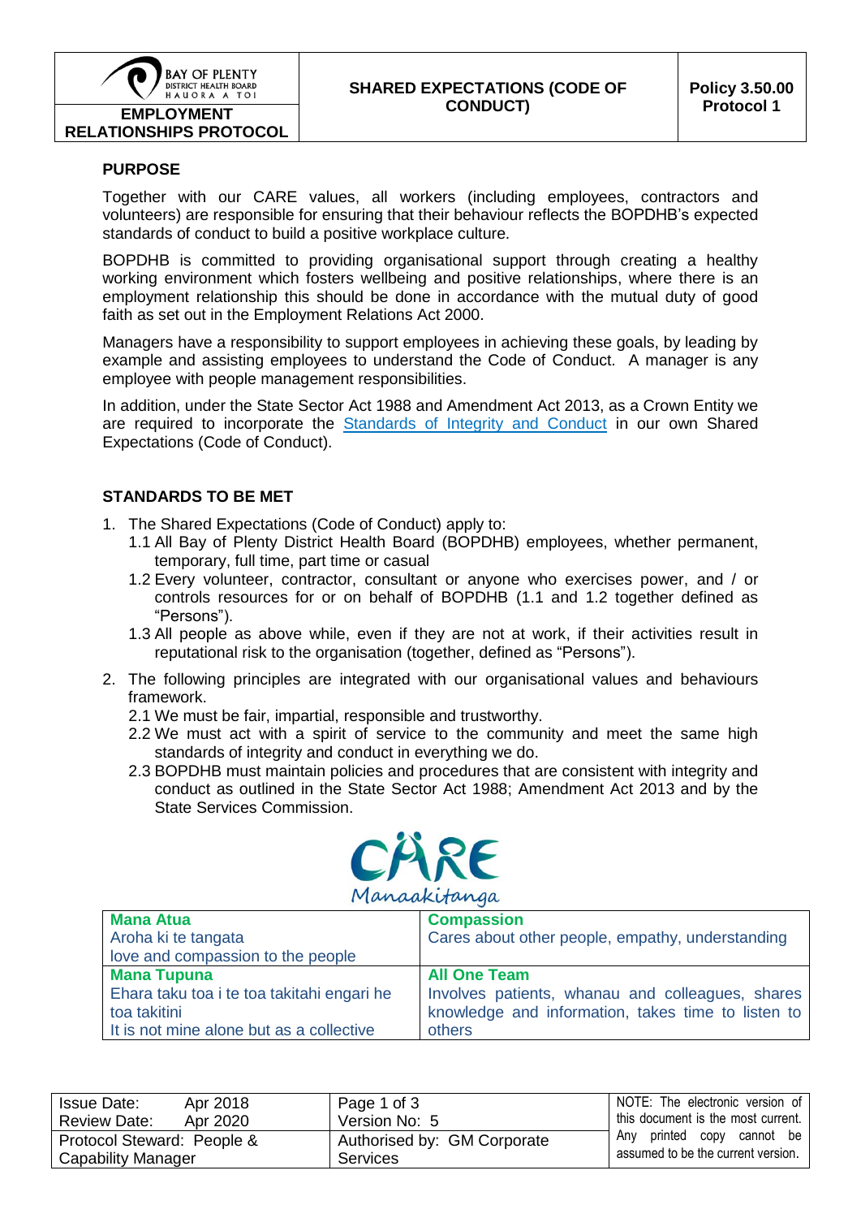| BAY OF PLENTY DISTRICT HEALTH BOARD HAUORA A TOI EMPLOYMENT RELATIONSHIPS PROTOCOL | SHARED EXPECTATIONS (CODE OF CONDUCT) | Policy 3.50.00 Protocol 1 |
|---|---|---|

## PURPOSE

Together with our CARE values, all workers (including employees, contractors and volunteers) are responsible for ensuring that their behaviour reflects the BOPDHB's expected standards of conduct to build a positive workplace culture.

BOPDHB is committed to providing organisational support through creating a healthy working environment which fosters wellbeing and positive relationships, where there is an employment relationship this should be done in accordance with the mutual duty of good faith as set out in the Employment Relations Act 2000.

Managers have a responsibility to support employees in achieving these goals, by leading by example and assisting employees to understand the Code of Conduct. A manager is any employee with people management responsibilities.

In addition, under the State Sector Act 1988 and Amendment Act 2013, as a Crown Entity we are required to incorporate the Standards of Integrity and Conduct in our own Shared Expectations (Code of Conduct).

## STANDARDS TO BE MET

1. The Shared Expectations (Code of Conduct) apply to:
   1.1 All Bay of Plenty District Health Board (BOPDHB) employees, whether permanent, temporary, full time, part time or casual
   1.2 Every volunteer, contractor, consultant or anyone who exercises power, and / or controls resources for or on behalf of BOPDHB (1.1 and 1.2 together defined as "Persons").
   1.3 All people as above while, even if they are not at work, if their activities result in reputational risk to the organisation (together, defined as "Persons").
2. The following principles are integrated with our organisational values and behaviours framework.
   2.1 We must be fair, impartial, responsible and trustworthy.
   2.2 We must act with a spirit of service to the community and meet the same high standards of integrity and conduct in everything we do.
   2.3 BOPDHB must maintain policies and procedures that are consistent with integrity and conduct as outlined in the State Sector Act 1988; Amendment Act 2013 and by the State Services Commission.

CARE
Manaakitanga

| **Mana Atua** Aroha ki te tangata love and compassion to the people | **Compassion** Cares about other people, empathy, understanding |
|---|---|
| **Mana Tupuna** Ehara taku toa i te toa takitahi engari he toa takitini It is not mine alone but as a collective | **All One Team** Involves patients, whanau and colleagues, shares knowledge and information, takes time to listen to others |

| Issue Date: Apr 2018 Review Date: Apr 2020 | Page 1 of 3 Version No: 5 | NOTE: The electronic version of this document is the most current. Any printed copy cannot be assumed to be the current version. |
|---|---|---|
| Protocol Steward: People & Capability Manager | Authorised by: GM Corporate Services | |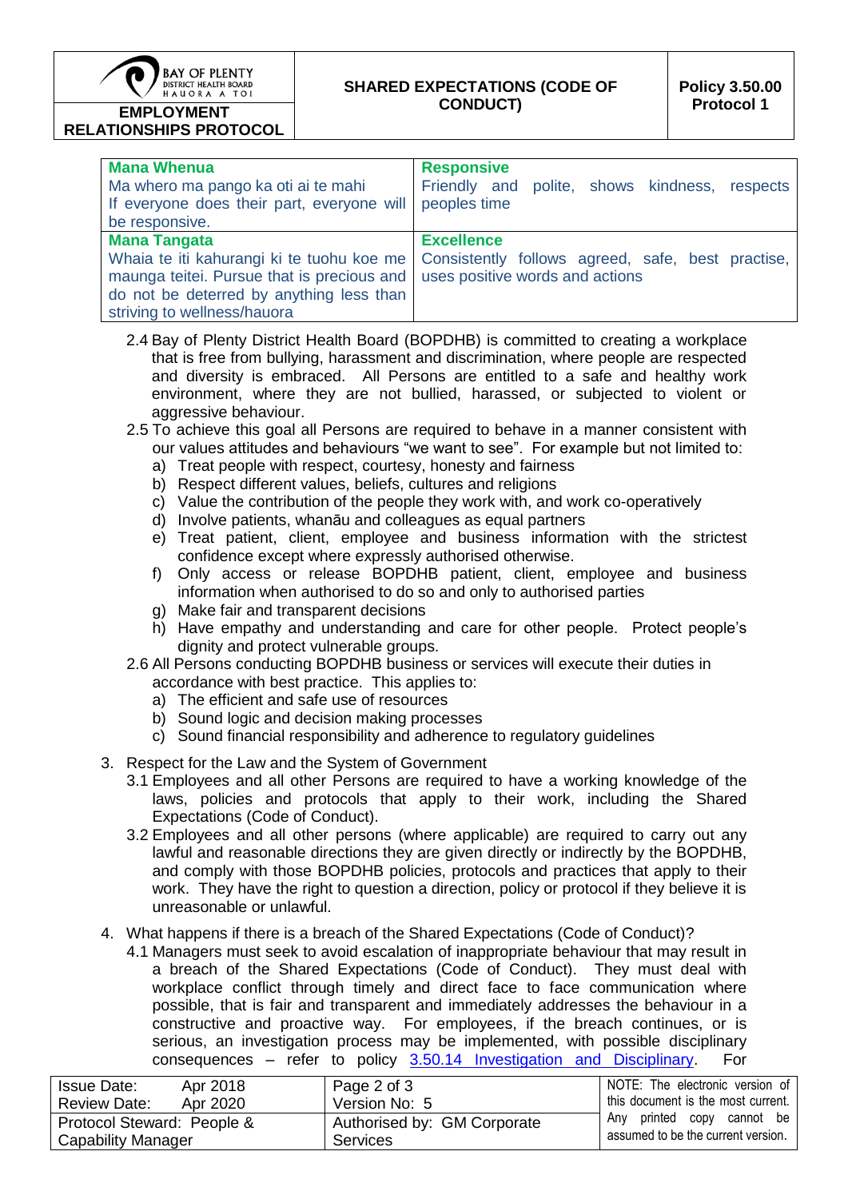| Mana Whenua | Responsive |
|---|---|
| Ma whero ma pango ka oti ai te mahi<br>If everyone does their part, everyone will be responsive. | Friendly and polite, shows kindness, respects peoples time |
| **Mana Tangata** | **Excellence** |
| Whaia te iti kahurangi ki te tuohu koe me maunga teitei. Pursue that is precious and do not be deterred by anything less than striving to wellness/hauora | Consistently follows agreed, safe, best practise, uses positive words and actions |

2.4 Bay of Plenty District Health Board (BOPDHB) is committed to creating a workplace that is free from bullying, harassment and discrimination, where people are respected and diversity is embraced. All Persons are entitled to a safe and healthy work environment, where they are not bullied, harassed, or subjected to violent or aggressive behaviour.

2.5 To achieve this goal all Persons are required to behave in a manner consistent with our values attitudes and behaviours "we want to see". For example but not limited to:

a) Treat people with respect, courtesy, honesty and fairness
b) Respect different values, beliefs, cultures and religions
c) Value the contribution of the people they work with, and work co-operatively
d) Involve patients, whanāu and colleagues as equal partners
e) Treat patient, client, employee and business information with the strictest confidence except where expressly authorised otherwise.
f) Only access or release BOPDHB patient, client, employee and business information when authorised to do so and only to authorised parties
g) Make fair and transparent decisions
h) Have empathy and understanding and care for other people. Protect people's dignity and protect vulnerable groups.

2.6 All Persons conducting BOPDHB business or services will execute their duties in accordance with best practice. This applies to:

a) The efficient and safe use of resources
b) Sound logic and decision making processes
c) Sound financial responsibility and adherence to regulatory guidelines

3. Respect for the Law and the System of Government

3.1 Employees and all other Persons are required to have a working knowledge of the laws, policies and protocols that apply to their work, including the Shared Expectations (Code of Conduct).

3.2 Employees and all other persons (where applicable) are required to carry out any lawful and reasonable directions they are given directly or indirectly by the BOPDHB, and comply with those BOPDHB policies, protocols and practices that apply to their work. They have the right to question a direction, policy or protocol if they believe it is unreasonable or unlawful.

4. What happens if there is a breach of the Shared Expectations (Code of Conduct)?

4.1 Managers must seek to avoid escalation of inappropriate behaviour that may result in a breach of the Shared Expectations (Code of Conduct). They must deal with workplace conflict through timely and direct face to face communication where possible, that is fair and transparent and immediately addresses the behaviour in a constructive and proactive way. For employees, if the breach continues, or is serious, an investigation process may be implemented, with possible disciplinary consequences – refer to policy 3.50.14 Investigation and Disciplinary. For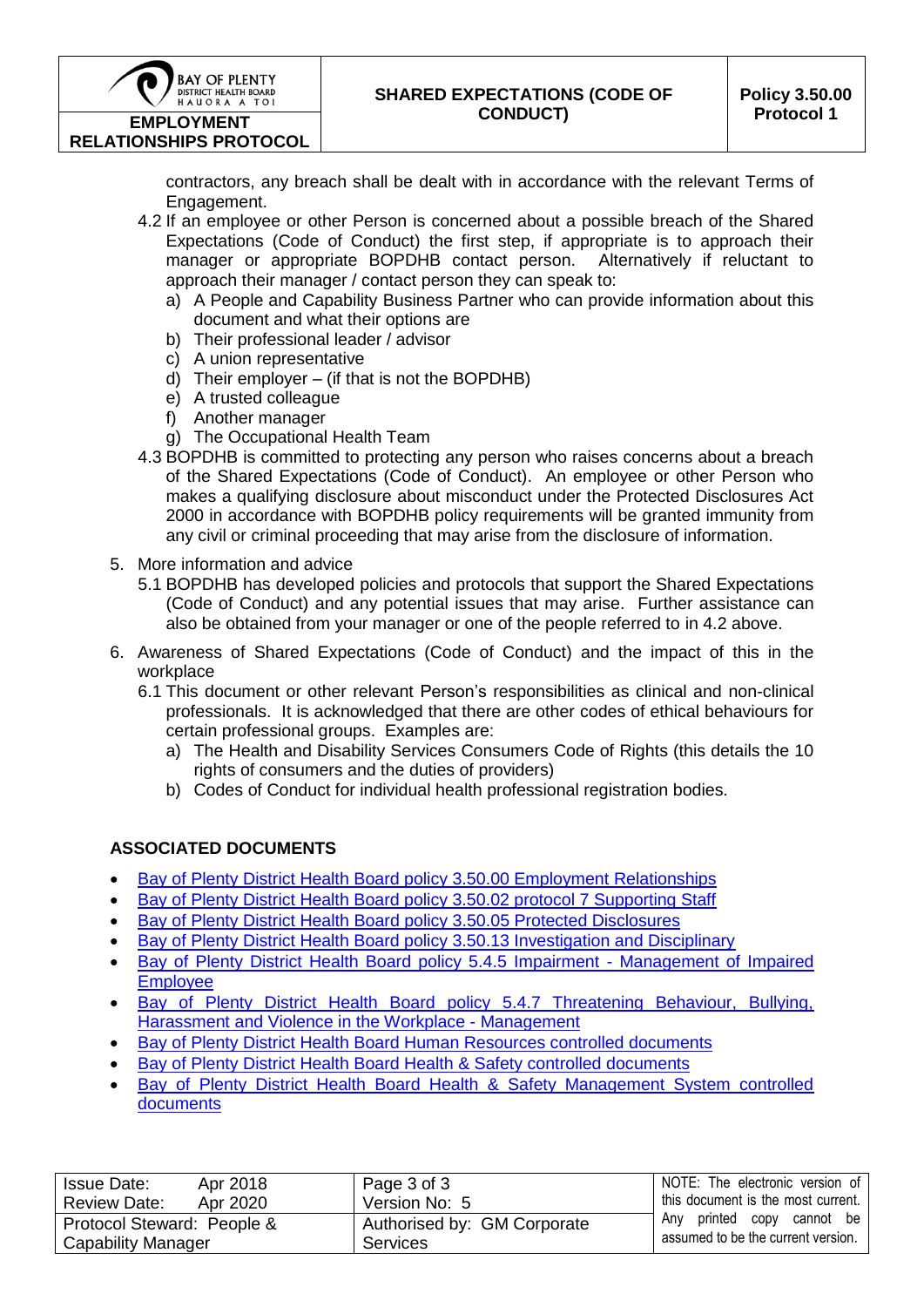contractors, any breach shall be dealt with in accordance with the relevant Terms of Engagement.

4.2 If an employee or other Person is concerned about a possible breach of the Shared Expectations (Code of Conduct) the first step, if appropriate is to approach their manager or appropriate BOPDHB contact person. Alternatively if reluctant to approach their manager / contact person they can speak to:

a) A People and Capability Business Partner who can provide information about this document and what their options are
b) Their professional leader / advisor
c) A union representative
d) Their employer – (if that is not the BOPDHB)
e) A trusted colleague
f) Another manager
g) The Occupational Health Team

4.3 BOPDHB is committed to protecting any person who raises concerns about a breach of the Shared Expectations (Code of Conduct). An employee or other Person who makes a qualifying disclosure about misconduct under the Protected Disclosures Act 2000 in accordance with BOPDHB policy requirements will be granted immunity from any civil or criminal proceeding that may arise from the disclosure of information.

5. More information and advice

5.1 BOPDHB has developed policies and protocols that support the Shared Expectations (Code of Conduct) and any potential issues that may arise. Further assistance can also be obtained from your manager or one of the people referred to in 4.2 above.

6. Awareness of Shared Expectations (Code of Conduct) and the impact of this in the workplace

6.1 This document or other relevant Person's responsibilities as clinical and non-clinical professionals. It is acknowledged that there are other codes of ethical behaviours for certain professional groups. Examples are:

a) The Health and Disability Services Consumers Code of Rights (this details the 10 rights of consumers and the duties of providers)
b) Codes of Conduct for individual health professional registration bodies.

## ASSOCIATED DOCUMENTS

- Bay of Plenty District Health Board policy 3.50.00 Employment Relationships
- Bay of Plenty District Health Board policy 3.50.02 protocol 7 Supporting Staff
- Bay of Plenty District Health Board policy 3.50.05 Protected Disclosures
- Bay of Plenty District Health Board policy 3.50.13 Investigation and Disciplinary
- Bay of Plenty District Health Board policy 5.4.5 Impairment - Management of Impaired Employee
- Bay of Plenty District Health Board policy 5.4.7 Threatening Behaviour, Bullying, Harassment and Violence in the Workplace - Management
- Bay of Plenty District Health Board Human Resources controlled documents
- Bay of Plenty District Health Board Health & Safety controlled documents
- Bay of Plenty District Health Board Health & Safety Management System controlled documents